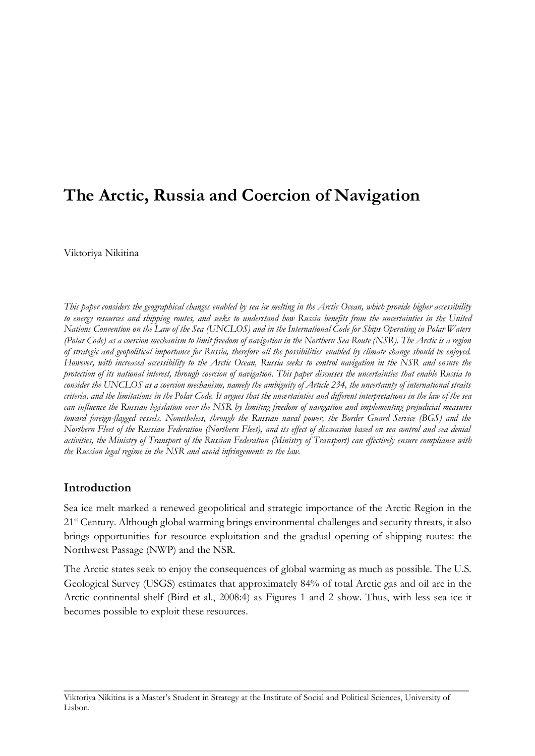# The Arctic, Russia and Coercion of Navigation

Viktoriya Nikitina

*This paper considers the geographical changes enabled by sea ice melting in the Arctic Ocean, which provide higher accessibility to energy resources and shipping routes, and seeks to understand how Russia benefits from the uncertainties in the United Nations Convention on the Law of the Sea (UNCLOS) and in the International Code for Ships Operating in Polar Waters (Polar Code) as a coercion mechanism to limit freedom of navigation in the Northern Sea Route (NSR). The Arctic is a region of strategic and geopolitical importance for Russia, therefore all the possibilities enabled by climate change should be enjoyed. However, with increased accessibility to the Arctic Ocean, Russia seeks to control navigation in the NSR and ensure the protection of its national interest, through coercion of navigation. This paper discusses the uncertainties that enable Russia to consider the UNCLOS as a coercion mechanism, namely the ambiguity of Article 234, the uncertainty of international straits criteria, and the limitations in the Polar Code. It argues that the uncertainties and different interpretations in the law of the sea can influence the Russian legislation over the NSR by limiting freedom of navigation and implementing prejudicial measures toward foreign-flagged vessels. Nonetheless, through the Russian naval power, the Border Guard Service (BGS) and the Northern Fleet of the Russian Federation (Northern Fleet), and its effect of dissuasion based on sea control and sea denial activities, the Ministry of Transport of the Russian Federation (Ministry of Transport) can effectively ensure compliance with the Russian legal regime in the NSR and avoid infringements to the law.*

## Introduction

Sea ice melt marked a renewed geopolitical and strategic importance of the Arctic Region in the 21st Century. Although global warming brings environmental challenges and security threats, it also brings opportunities for resource exploitation and the gradual opening of shipping routes: the Northwest Passage (NWP) and the NSR.

The Arctic states seek to enjoy the consequences of global warming as much as possible. The U.S. Geological Survey (USGS) estimates that approximately 84% of total Arctic gas and oil are in the Arctic continental shelf (Bird et al., 2008:4) as Figures 1 and 2 show. Thus, with less sea ice it becomes possible to exploit these resources.

---

Viktoriya Nikitina is a Master's Student in Strategy at the Institute of Social and Political Sciences, University of Lisbon.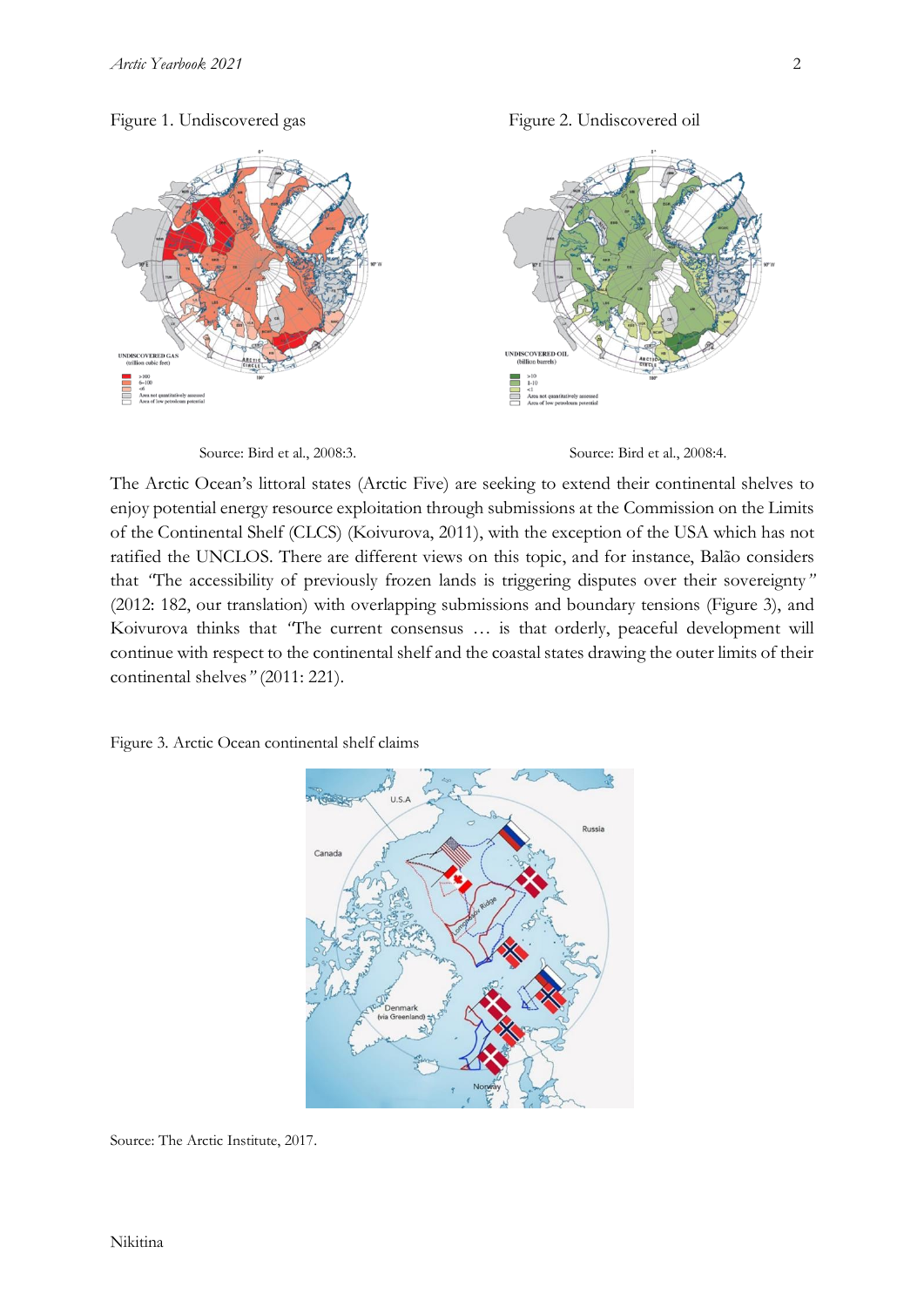Figure 1. Undiscovered gas

Source: Bird et al., 2008:3.

Figure 2. Undiscovered oil

Source: Bird et al., 2008:4.

The Arctic Ocean's littoral states (Arctic Five) are seeking to extend their continental shelves to enjoy potential energy resource exploitation through submissions at the Commission on the Limits of the Continental Shelf (CLCS) (Koivurova, 2011), with the exception of the USA which has not ratified the UNCLOS. There are different views on this topic, and for instance, Balão considers that *"The accessibility of previously frozen lands is triggering disputes over their sovereignty"* (2012: 182, our translation) with overlapping submissions and boundary tensions (Figure 3), and Koivurova thinks that *"The current consensus … is that orderly, peaceful development will continue with respect to the continental shelf and the coastal states drawing the outer limits of their continental shelves"* (2011: 221).

Figure 3. Arctic Ocean continental shelf claims

Source: The Arctic Institute, 2017.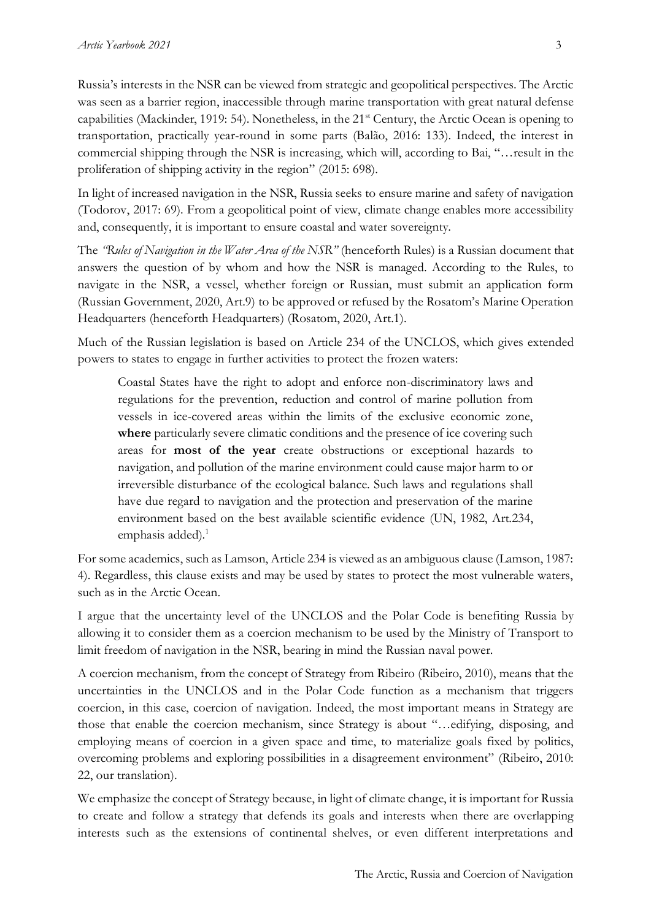Russia's interests in the NSR can be viewed from strategic and geopolitical perspectives. The Arctic was seen as a barrier region, inaccessible through marine transportation with great natural defense capabilities (Mackinder, 1919: 54). Nonetheless, in the 21st Century, the Arctic Ocean is opening to transportation, practically year-round in some parts (Balão, 2016: 133). Indeed, the interest in commercial shipping through the NSR is increasing, which will, according to Bai, "…result in the proliferation of shipping activity in the region" (2015: 698).

In light of increased navigation in the NSR, Russia seeks to ensure marine and safety of navigation (Todorov, 2017: 69). From a geopolitical point of view, climate change enables more accessibility and, consequently, it is important to ensure coastal and water sovereignty.

The *"Rules of Navigation in the Water Area of the NSR"* (henceforth Rules) is a Russian document that answers the question of by whom and how the NSR is managed. According to the Rules, to navigate in the NSR, a vessel, whether foreign or Russian, must submit an application form (Russian Government, 2020, Art.9) to be approved or refused by the Rosatom's Marine Operation Headquarters (henceforth Headquarters) (Rosatom, 2020, Art.1).

Much of the Russian legislation is based on Article 234 of the UNCLOS, which gives extended powers to states to engage in further activities to protect the frozen waters:

> Coastal States have the right to adopt and enforce non-discriminatory laws and regulations for the prevention, reduction and control of marine pollution from vessels in ice-covered areas within the limits of the exclusive economic zone, **where** particularly severe climatic conditions and the presence of ice covering such areas for **most of the year** create obstructions or exceptional hazards to navigation, and pollution of the marine environment could cause major harm to or irreversible disturbance of the ecological balance. Such laws and regulations shall have due regard to navigation and the protection and preservation of the marine environment based on the best available scientific evidence (UN, 1982, Art.234, emphasis added).[1]

For some academics, such as Lamson, Article 234 is viewed as an ambiguous clause (Lamson, 1987: 4). Regardless, this clause exists and may be used by states to protect the most vulnerable waters, such as in the Arctic Ocean.

I argue that the uncertainty level of the UNCLOS and the Polar Code is benefiting Russia by allowing it to consider them as a coercion mechanism to be used by the Ministry of Transport to limit freedom of navigation in the NSR, bearing in mind the Russian naval power.

A coercion mechanism, from the concept of Strategy from Ribeiro (Ribeiro, 2010), means that the uncertainties in the UNCLOS and in the Polar Code function as a mechanism that triggers coercion, in this case, coercion of navigation. Indeed, the most important means in Strategy are those that enable the coercion mechanism, since Strategy is about "…edifying, disposing, and employing means of coercion in a given space and time, to materialize goals fixed by politics, overcoming problems and exploring possibilities in a disagreement environment" (Ribeiro, 2010: 22, our translation).

We emphasize the concept of Strategy because, in light of climate change, it is important for Russia to create and follow a strategy that defends its goals and interests when there are overlapping interests such as the extensions of continental shelves, or even different interpretations and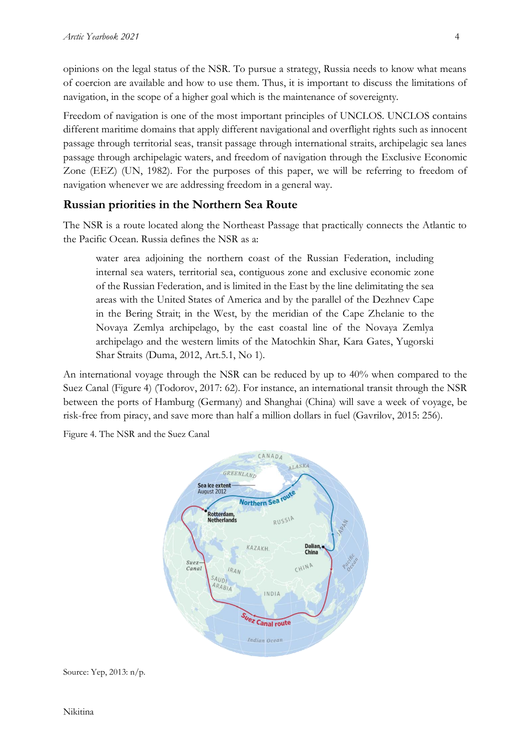opinions on the legal status of the NSR. To pursue a strategy, Russia needs to know what means of coercion are available and how to use them. Thus, it is important to discuss the limitations of navigation, in the scope of a higher goal which is the maintenance of sovereignty.

Freedom of navigation is one of the most important principles of UNCLOS. UNCLOS contains different maritime domains that apply different navigational and overflight rights such as innocent passage through territorial seas, transit passage through international straits, archipelagic sea lanes passage through archipelagic waters, and freedom of navigation through the Exclusive Economic Zone (EEZ) (UN, 1982). For the purposes of this paper, we will be referring to freedom of navigation whenever we are addressing freedom in a general way.

## Russian priorities in the Northern Sea Route

The NSR is a route located along the Northeast Passage that practically connects the Atlantic to the Pacific Ocean. Russia defines the NSR as a:

> water area adjoining the northern coast of the Russian Federation, including internal sea waters, territorial sea, contiguous zone and exclusive economic zone of the Russian Federation, and is limited in the East by the line delimitating the sea areas with the United States of America and by the parallel of the Dezhnev Cape in the Bering Strait; in the West, by the meridian of the Cape Zhelanie to the Novaya Zemlya archipelago, by the east coastal line of the Novaya Zemlya archipelago and the western limits of the Matochkin Shar, Kara Gates, Yugorski Shar Straits (Duma, 2012, Art.5.1, No 1).

An international voyage through the NSR can be reduced by up to 40% when compared to the Suez Canal (Figure 4) (Todorov, 2017: 62). For instance, an international transit through the NSR between the ports of Hamburg (Germany) and Shanghai (China) will save a week of voyage, be risk-free from piracy, and save more than half a million dollars in fuel (Gavrilov, 2015: 256).

Figure 4. The NSR and the Suez Canal

Source: Yep, 2013: n/p.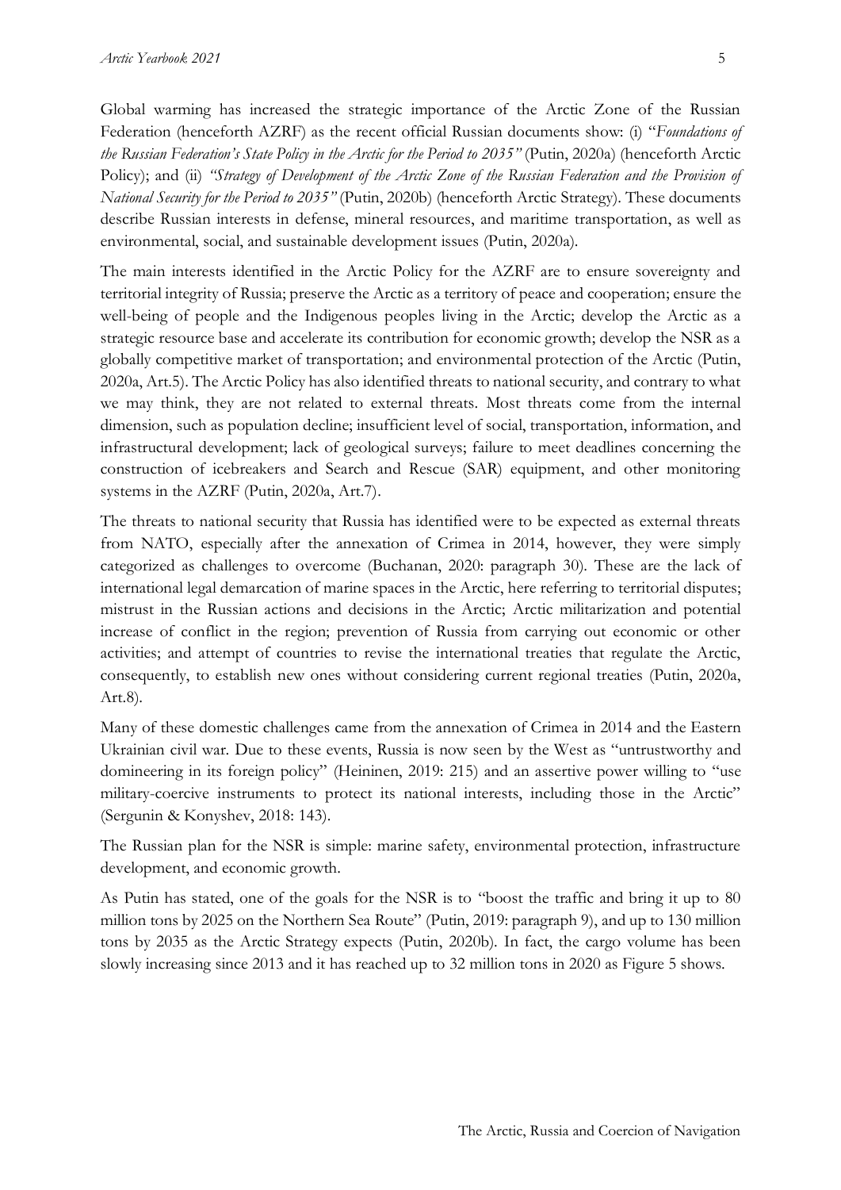Global warming has increased the strategic importance of the Arctic Zone of the Russian Federation (henceforth AZRF) as the recent official Russian documents show: (i) "*Foundations of the Russian Federation's State Policy in the Arctic for the Period to 2035"* (Putin, 2020a) (henceforth Arctic Policy); and (ii) *"Strategy of Development of the Arctic Zone of the Russian Federation and the Provision of National Security for the Period to 2035"* (Putin, 2020b) (henceforth Arctic Strategy). These documents describe Russian interests in defense, mineral resources, and maritime transportation, as well as environmental, social, and sustainable development issues (Putin, 2020a).

The main interests identified in the Arctic Policy for the AZRF are to ensure sovereignty and territorial integrity of Russia; preserve the Arctic as a territory of peace and cooperation; ensure the well-being of people and the Indigenous peoples living in the Arctic; develop the Arctic as a strategic resource base and accelerate its contribution for economic growth; develop the NSR as a globally competitive market of transportation; and environmental protection of the Arctic (Putin, 2020a, Art.5). The Arctic Policy has also identified threats to national security, and contrary to what we may think, they are not related to external threats. Most threats come from the internal dimension, such as population decline; insufficient level of social, transportation, information, and infrastructural development; lack of geological surveys; failure to meet deadlines concerning the construction of icebreakers and Search and Rescue (SAR) equipment, and other monitoring systems in the AZRF (Putin, 2020a, Art.7).

The threats to national security that Russia has identified were to be expected as external threats from NATO, especially after the annexation of Crimea in 2014, however, they were simply categorized as challenges to overcome (Buchanan, 2020: paragraph 30). These are the lack of international legal demarcation of marine spaces in the Arctic, here referring to territorial disputes; mistrust in the Russian actions and decisions in the Arctic; Arctic militarization and potential increase of conflict in the region; prevention of Russia from carrying out economic or other activities; and attempt of countries to revise the international treaties that regulate the Arctic, consequently, to establish new ones without considering current regional treaties (Putin, 2020a, Art.8).

Many of these domestic challenges came from the annexation of Crimea in 2014 and the Eastern Ukrainian civil war. Due to these events, Russia is now seen by the West as "untrustworthy and domineering in its foreign policy" (Heininen, 2019: 215) and an assertive power willing to "use military-coercive instruments to protect its national interests, including those in the Arctic" (Sergunin & Konyshev, 2018: 143).

The Russian plan for the NSR is simple: marine safety, environmental protection, infrastructure development, and economic growth.

As Putin has stated, one of the goals for the NSR is to "boost the traffic and bring it up to 80 million tons by 2025 on the Northern Sea Route" (Putin, 2019: paragraph 9), and up to 130 million tons by 2035 as the Arctic Strategy expects (Putin, 2020b). In fact, the cargo volume has been slowly increasing since 2013 and it has reached up to 32 million tons in 2020 as Figure 5 shows.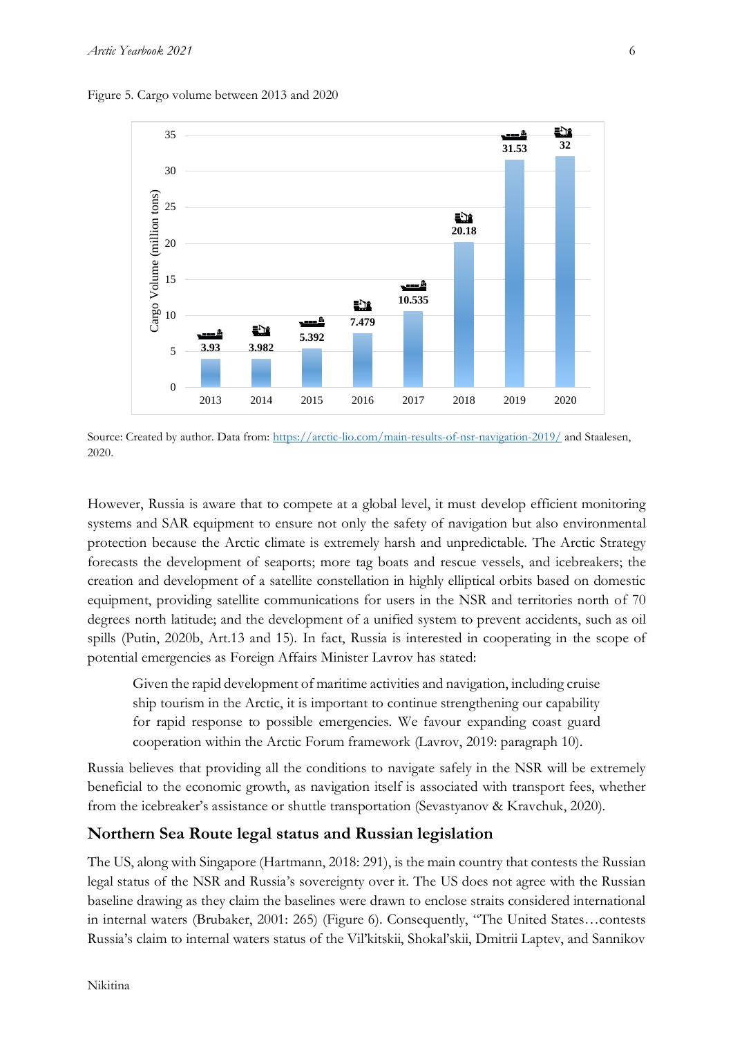Figure 5. Cargo volume between 2013 and 2020

| Year | Cargo Volume (million tons) |
|---|---|
| 2013 | 3.93 |
| 2014 | 3.982 |
| 2015 | 5.392 |
| 2016 | 7.479 |
| 2017 | 10.535 |
| 2018 | 20.18 |
| 2019 | 31.53 |
| 2020 | 32 |

Source: Created by author. Data from: https://arctic-lio.com/main-results-of-nsr-navigation-2019/ and Staalesen, 2020.

However, Russia is aware that to compete at a global level, it must develop efficient monitoring systems and SAR equipment to ensure not only the safety of navigation but also environmental protection because the Arctic climate is extremely harsh and unpredictable. The Arctic Strategy forecasts the development of seaports; more tag boats and rescue vessels, and icebreakers; the creation and development of a satellite constellation in highly elliptical orbits based on domestic equipment, providing satellite communications for users in the NSR and territories north of 70 degrees north latitude; and the development of a unified system to prevent accidents, such as oil spills (Putin, 2020b, Art.13 and 15). In fact, Russia is interested in cooperating in the scope of potential emergencies as Foreign Affairs Minister Lavrov has stated:

> Given the rapid development of maritime activities and navigation, including cruise ship tourism in the Arctic, it is important to continue strengthening our capability for rapid response to possible emergencies. We favour expanding coast guard cooperation within the Arctic Forum framework (Lavrov, 2019: paragraph 10).

Russia believes that providing all the conditions to navigate safely in the NSR will be extremely beneficial to the economic growth, as navigation itself is associated with transport fees, whether from the icebreaker's assistance or shuttle transportation (Sevastyanov & Kravchuk, 2020).

## Northern Sea Route legal status and Russian legislation

The US, along with Singapore (Hartmann, 2018: 291), is the main country that contests the Russian legal status of the NSR and Russia's sovereignty over it. The US does not agree with the Russian baseline drawing as they claim the baselines were drawn to enclose straits considered international in internal waters (Brubaker, 2001: 265) (Figure 6). Consequently, "The United States…contests Russia's claim to internal waters status of the Vil'kitskii, Shokal'skii, Dmitrii Laptev, and Sannikov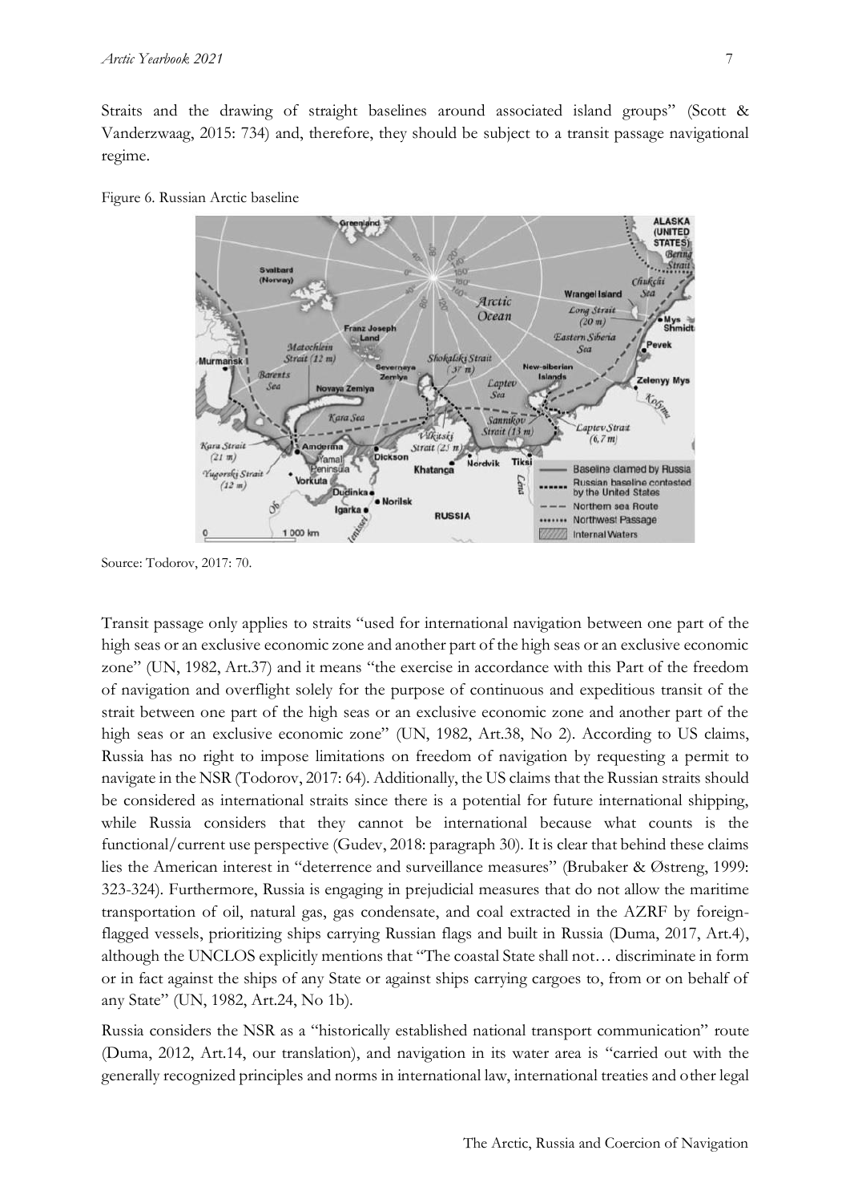Straits and the drawing of straight baselines around associated island groups" (Scott & Vanderzwaag, 2015: 734) and, therefore, they should be subject to a transit passage navigational regime.

Figure 6. Russian Arctic baseline

Source: Todorov, 2017: 70.

Transit passage only applies to straits "used for international navigation between one part of the high seas or an exclusive economic zone and another part of the high seas or an exclusive economic zone" (UN, 1982, Art.37) and it means "the exercise in accordance with this Part of the freedom of navigation and overflight solely for the purpose of continuous and expeditious transit of the strait between one part of the high seas or an exclusive economic zone and another part of the high seas or an exclusive economic zone" (UN, 1982, Art.38, No 2). According to US claims, Russia has no right to impose limitations on freedom of navigation by requesting a permit to navigate in the NSR (Todorov, 2017: 64). Additionally, the US claims that the Russian straits should be considered as international straits since there is a potential for future international shipping, while Russia considers that they cannot be international because what counts is the functional/current use perspective (Gudev, 2018: paragraph 30). It is clear that behind these claims lies the American interest in "deterrence and surveillance measures" (Brubaker & Østreng, 1999: 323-324). Furthermore, Russia is engaging in prejudicial measures that do not allow the maritime transportation of oil, natural gas, gas condensate, and coal extracted in the AZRF by foreign-flagged vessels, prioritizing ships carrying Russian flags and built in Russia (Duma, 2017, Art.4), although the UNCLOS explicitly mentions that "The coastal State shall not… discriminate in form or in fact against the ships of any State or against ships carrying cargoes to, from or on behalf of any State" (UN, 1982, Art.24, No 1b).

Russia considers the NSR as a "historically established national transport communication" route (Duma, 2012, Art.14, our translation), and navigation in its water area is "carried out with the generally recognized principles and norms in international law, international treaties and other legal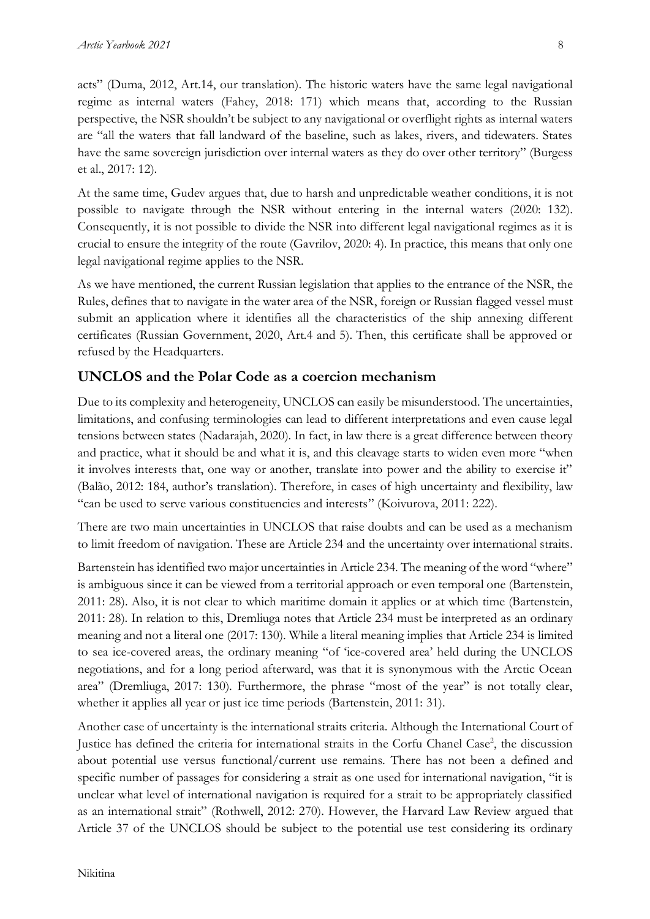acts" (Duma, 2012, Art.14, our translation). The historic waters have the same legal navigational regime as internal waters (Fahey, 2018: 171) which means that, according to the Russian perspective, the NSR shouldn't be subject to any navigational or overflight rights as internal waters are "all the waters that fall landward of the baseline, such as lakes, rivers, and tidewaters. States have the same sovereign jurisdiction over internal waters as they do over other territory" (Burgess et al., 2017: 12).

At the same time, Gudev argues that, due to harsh and unpredictable weather conditions, it is not possible to navigate through the NSR without entering in the internal waters (2020: 132). Consequently, it is not possible to divide the NSR into different legal navigational regimes as it is crucial to ensure the integrity of the route (Gavrilov, 2020: 4). In practice, this means that only one legal navigational regime applies to the NSR.

As we have mentioned, the current Russian legislation that applies to the entrance of the NSR, the Rules, defines that to navigate in the water area of the NSR, foreign or Russian flagged vessel must submit an application where it identifies all the characteristics of the ship annexing different certificates (Russian Government, 2020, Art.4 and 5). Then, this certificate shall be approved or refused by the Headquarters.

## UNCLOS and the Polar Code as a coercion mechanism

Due to its complexity and heterogeneity, UNCLOS can easily be misunderstood. The uncertainties, limitations, and confusing terminologies can lead to different interpretations and even cause legal tensions between states (Nadarajah, 2020). In fact, in law there is a great difference between theory and practice, what it should be and what it is, and this cleavage starts to widen even more "when it involves interests that, one way or another, translate into power and the ability to exercise it" (Balão, 2012: 184, author's translation). Therefore, in cases of high uncertainty and flexibility, law "can be used to serve various constituencies and interests" (Koivurova, 2011: 222).

There are two main uncertainties in UNCLOS that raise doubts and can be used as a mechanism to limit freedom of navigation. These are Article 234 and the uncertainty over international straits.

Bartenstein has identified two major uncertainties in Article 234. The meaning of the word "where" is ambiguous since it can be viewed from a territorial approach or even temporal one (Bartenstein, 2011: 28). Also, it is not clear to which maritime domain it applies or at which time (Bartenstein, 2011: 28). In relation to this, Dremliuga notes that Article 234 must be interpreted as an ordinary meaning and not a literal one (2017: 130). While a literal meaning implies that Article 234 is limited to sea ice-covered areas, the ordinary meaning "of 'ice-covered area' held during the UNCLOS negotiations, and for a long period afterward, was that it is synonymous with the Arctic Ocean area" (Dremliuga, 2017: 130). Furthermore, the phrase "most of the year" is not totally clear, whether it applies all year or just ice time periods (Bartenstein, 2011: 31).

Another case of uncertainty is the international straits criteria. Although the International Court of Justice has defined the criteria for international straits in the Corfu Chanel Case[2], the discussion about potential use versus functional/current use remains. There has not been a defined and specific number of passages for considering a strait as one used for international navigation, "it is unclear what level of international navigation is required for a strait to be appropriately classified as an international strait" (Rothwell, 2012: 270). However, the Harvard Law Review argued that Article 37 of the UNCLOS should be subject to the potential use test considering its ordinary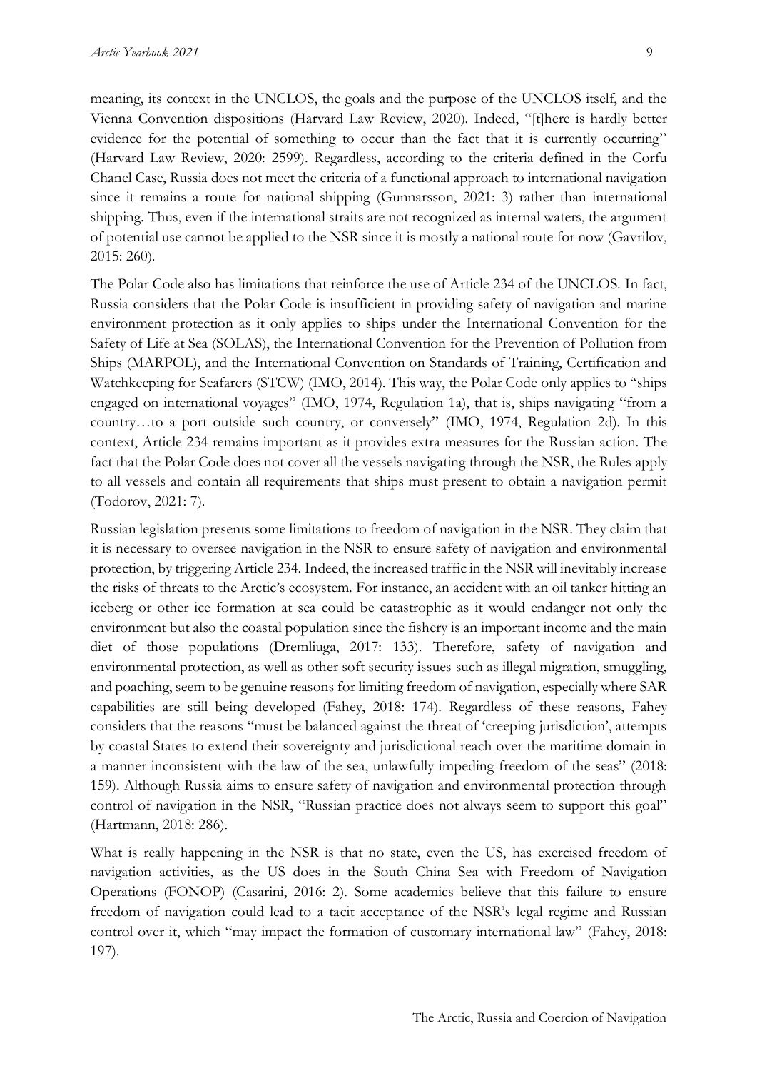meaning, its context in the UNCLOS, the goals and the purpose of the UNCLOS itself, and the Vienna Convention dispositions (Harvard Law Review, 2020). Indeed, "[t]here is hardly better evidence for the potential of something to occur than the fact that it is currently occurring" (Harvard Law Review, 2020: 2599). Regardless, according to the criteria defined in the Corfu Chanel Case, Russia does not meet the criteria of a functional approach to international navigation since it remains a route for national shipping (Gunnarsson, 2021: 3) rather than international shipping. Thus, even if the international straits are not recognized as internal waters, the argument of potential use cannot be applied to the NSR since it is mostly a national route for now (Gavrilov, 2015: 260).

The Polar Code also has limitations that reinforce the use of Article 234 of the UNCLOS. In fact, Russia considers that the Polar Code is insufficient in providing safety of navigation and marine environment protection as it only applies to ships under the International Convention for the Safety of Life at Sea (SOLAS), the International Convention for the Prevention of Pollution from Ships (MARPOL), and the International Convention on Standards of Training, Certification and Watchkeeping for Seafarers (STCW) (IMO, 2014). This way, the Polar Code only applies to "ships engaged on international voyages" (IMO, 1974, Regulation 1a), that is, ships navigating "from a country…to a port outside such country, or conversely" (IMO, 1974, Regulation 2d). In this context, Article 234 remains important as it provides extra measures for the Russian action. The fact that the Polar Code does not cover all the vessels navigating through the NSR, the Rules apply to all vessels and contain all requirements that ships must present to obtain a navigation permit (Todorov, 2021: 7).

Russian legislation presents some limitations to freedom of navigation in the NSR. They claim that it is necessary to oversee navigation in the NSR to ensure safety of navigation and environmental protection, by triggering Article 234. Indeed, the increased traffic in the NSR will inevitably increase the risks of threats to the Arctic's ecosystem. For instance, an accident with an oil tanker hitting an iceberg or other ice formation at sea could be catastrophic as it would endanger not only the environment but also the coastal population since the fishery is an important income and the main diet of those populations (Dremliuga, 2017: 133). Therefore, safety of navigation and environmental protection, as well as other soft security issues such as illegal migration, smuggling, and poaching, seem to be genuine reasons for limiting freedom of navigation, especially where SAR capabilities are still being developed (Fahey, 2018: 174). Regardless of these reasons, Fahey considers that the reasons "must be balanced against the threat of 'creeping jurisdiction', attempts by coastal States to extend their sovereignty and jurisdictional reach over the maritime domain in a manner inconsistent with the law of the sea, unlawfully impeding freedom of the seas" (2018: 159). Although Russia aims to ensure safety of navigation and environmental protection through control of navigation in the NSR, "Russian practice does not always seem to support this goal" (Hartmann, 2018: 286).

What is really happening in the NSR is that no state, even the US, has exercised freedom of navigation activities, as the US does in the South China Sea with Freedom of Navigation Operations (FONOP) (Casarini, 2016: 2). Some academics believe that this failure to ensure freedom of navigation could lead to a tacit acceptance of the NSR's legal regime and Russian control over it, which "may impact the formation of customary international law" (Fahey, 2018: 197).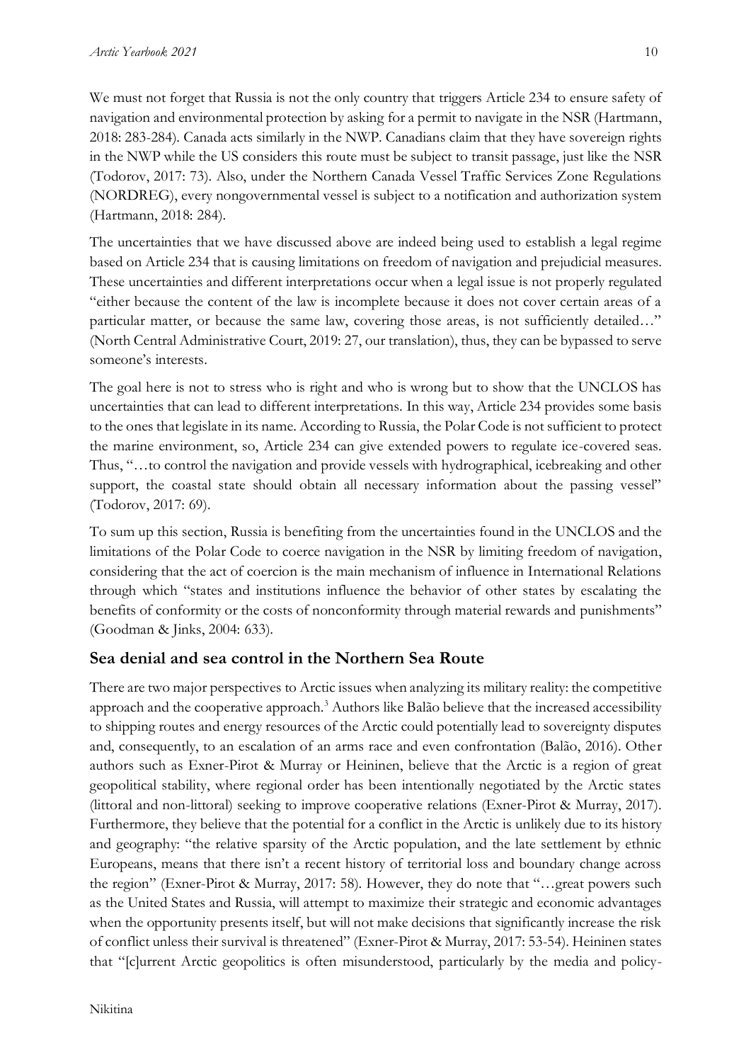We must not forget that Russia is not the only country that triggers Article 234 to ensure safety of navigation and environmental protection by asking for a permit to navigate in the NSR (Hartmann, 2018: 283-284). Canada acts similarly in the NWP. Canadians claim that they have sovereign rights in the NWP while the US considers this route must be subject to transit passage, just like the NSR (Todorov, 2017: 73). Also, under the Northern Canada Vessel Traffic Services Zone Regulations (NORDREG), every nongovernmental vessel is subject to a notification and authorization system (Hartmann, 2018: 284).

The uncertainties that we have discussed above are indeed being used to establish a legal regime based on Article 234 that is causing limitations on freedom of navigation and prejudicial measures. These uncertainties and different interpretations occur when a legal issue is not properly regulated "either because the content of the law is incomplete because it does not cover certain areas of a particular matter, or because the same law, covering those areas, is not sufficiently detailed…" (North Central Administrative Court, 2019: 27, our translation), thus, they can be bypassed to serve someone's interests.

The goal here is not to stress who is right and who is wrong but to show that the UNCLOS has uncertainties that can lead to different interpretations. In this way, Article 234 provides some basis to the ones that legislate in its name. According to Russia, the Polar Code is not sufficient to protect the marine environment, so, Article 234 can give extended powers to regulate ice-covered seas. Thus, "…to control the navigation and provide vessels with hydrographical, icebreaking and other support, the coastal state should obtain all necessary information about the passing vessel" (Todorov, 2017: 69).

To sum up this section, Russia is benefiting from the uncertainties found in the UNCLOS and the limitations of the Polar Code to coerce navigation in the NSR by limiting freedom of navigation, considering that the act of coercion is the main mechanism of influence in International Relations through which "states and institutions influence the behavior of other states by escalating the benefits of conformity or the costs of nonconformity through material rewards and punishments" (Goodman & Jinks, 2004: 633).

## Sea denial and sea control in the Northern Sea Route

There are two major perspectives to Arctic issues when analyzing its military reality: the competitive approach and the cooperative approach.[3] Authors like Balão believe that the increased accessibility to shipping routes and energy resources of the Arctic could potentially lead to sovereignty disputes and, consequently, to an escalation of an arms race and even confrontation (Balão, 2016). Other authors such as Exner-Pirot & Murray or Heininen, believe that the Arctic is a region of great geopolitical stability, where regional order has been intentionally negotiated by the Arctic states (littoral and non-littoral) seeking to improve cooperative relations (Exner-Pirot & Murray, 2017). Furthermore, they believe that the potential for a conflict in the Arctic is unlikely due to its history and geography: "the relative sparsity of the Arctic population, and the late settlement by ethnic Europeans, means that there isn't a recent history of territorial loss and boundary change across the region" (Exner-Pirot & Murray, 2017: 58). However, they do note that "…great powers such as the United States and Russia, will attempt to maximize their strategic and economic advantages when the opportunity presents itself, but will not make decisions that significantly increase the risk of conflict unless their survival is threatened" (Exner-Pirot & Murray, 2017: 53-54). Heininen states that "[c]urrent Arctic geopolitics is often misunderstood, particularly by the media and policy-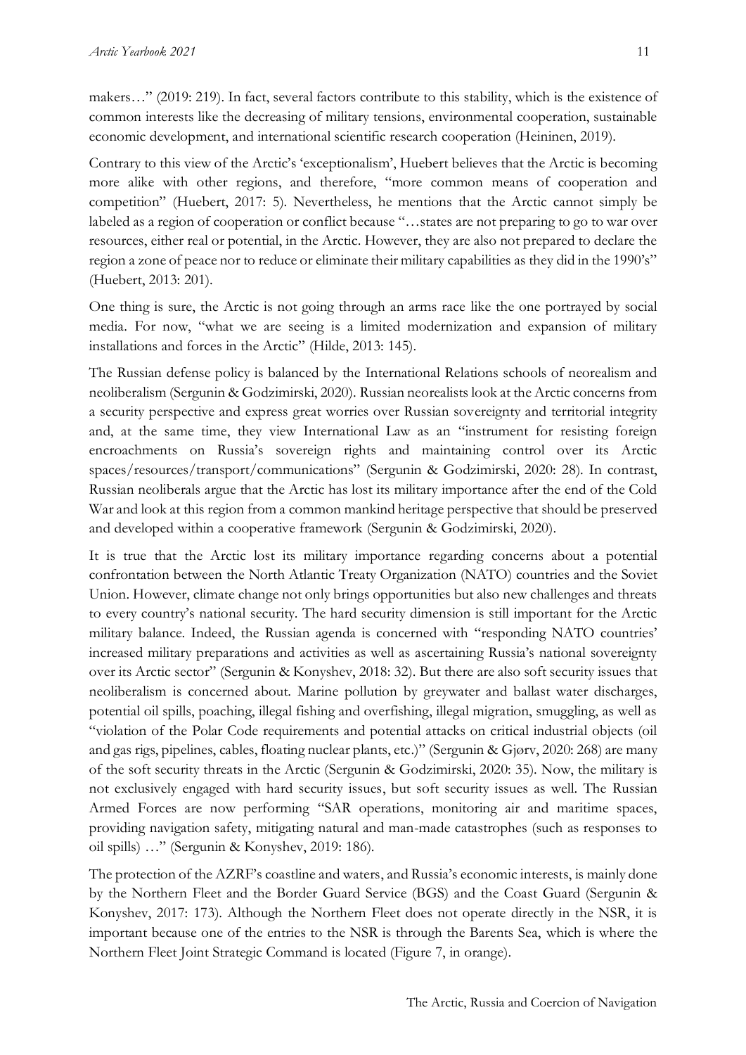makers…" (2019: 219). In fact, several factors contribute to this stability, which is the existence of common interests like the decreasing of military tensions, environmental cooperation, sustainable economic development, and international scientific research cooperation (Heininen, 2019).

Contrary to this view of the Arctic's 'exceptionalism', Huebert believes that the Arctic is becoming more alike with other regions, and therefore, "more common means of cooperation and competition" (Huebert, 2017: 5). Nevertheless, he mentions that the Arctic cannot simply be labeled as a region of cooperation or conflict because "…states are not preparing to go to war over resources, either real or potential, in the Arctic. However, they are also not prepared to declare the region a zone of peace nor to reduce or eliminate their military capabilities as they did in the 1990's" (Huebert, 2013: 201).

One thing is sure, the Arctic is not going through an arms race like the one portrayed by social media. For now, "what we are seeing is a limited modernization and expansion of military installations and forces in the Arctic" (Hilde, 2013: 145).

The Russian defense policy is balanced by the International Relations schools of neorealism and neoliberalism (Sergunin & Godzimirski, 2020). Russian neorealists look at the Arctic concerns from a security perspective and express great worries over Russian sovereignty and territorial integrity and, at the same time, they view International Law as an "instrument for resisting foreign encroachments on Russia's sovereign rights and maintaining control over its Arctic spaces/resources/transport/communications" (Sergunin & Godzimirski, 2020: 28). In contrast, Russian neoliberals argue that the Arctic has lost its military importance after the end of the Cold War and look at this region from a common mankind heritage perspective that should be preserved and developed within a cooperative framework (Sergunin & Godzimirski, 2020).

It is true that the Arctic lost its military importance regarding concerns about a potential confrontation between the North Atlantic Treaty Organization (NATO) countries and the Soviet Union. However, climate change not only brings opportunities but also new challenges and threats to every country's national security. The hard security dimension is still important for the Arctic military balance. Indeed, the Russian agenda is concerned with "responding NATO countries' increased military preparations and activities as well as ascertaining Russia's national sovereignty over its Arctic sector" (Sergunin & Konyshev, 2018: 32). But there are also soft security issues that neoliberalism is concerned about. Marine pollution by greywater and ballast water discharges, potential oil spills, poaching, illegal fishing and overfishing, illegal migration, smuggling, as well as "violation of the Polar Code requirements and potential attacks on critical industrial objects (oil and gas rigs, pipelines, cables, floating nuclear plants, etc.)" (Sergunin & Gjørv, 2020: 268) are many of the soft security threats in the Arctic (Sergunin & Godzimirski, 2020: 35). Now, the military is not exclusively engaged with hard security issues, but soft security issues as well. The Russian Armed Forces are now performing "SAR operations, monitoring air and maritime spaces, providing navigation safety, mitigating natural and man-made catastrophes (such as responses to oil spills) …" (Sergunin & Konyshev, 2019: 186).

The protection of the AZRF's coastline and waters, and Russia's economic interests, is mainly done by the Northern Fleet and the Border Guard Service (BGS) and the Coast Guard (Sergunin & Konyshev, 2017: 173). Although the Northern Fleet does not operate directly in the NSR, it is important because one of the entries to the NSR is through the Barents Sea, which is where the Northern Fleet Joint Strategic Command is located (Figure 7, in orange).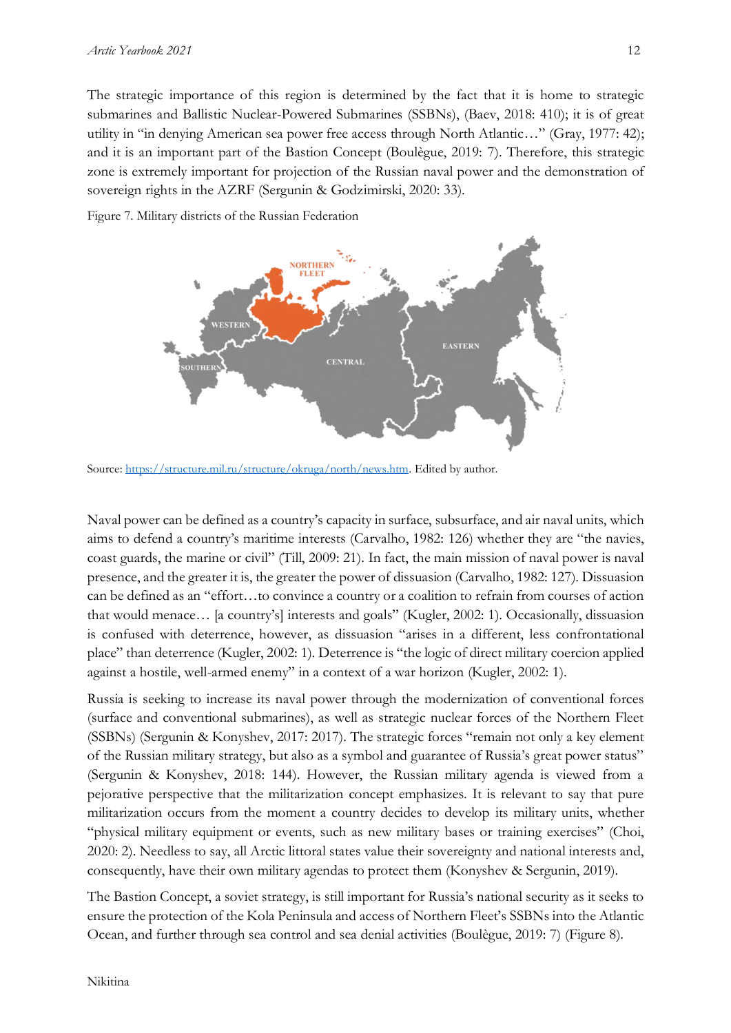The strategic importance of this region is determined by the fact that it is home to strategic submarines and Ballistic Nuclear-Powered Submarines (SSBNs), (Baev, 2018: 410); it is of great utility in "in denying American sea power free access through North Atlantic…" (Gray, 1977: 42); and it is an important part of the Bastion Concept (Boulègue, 2019: 7). Therefore, this strategic zone is extremely important for projection of the Russian naval power and the demonstration of sovereign rights in the AZRF (Sergunin & Godzimirski, 2020: 33).

Figure 7. Military districts of the Russian Federation

Source: [https://structure.mil.ru/structure/okruga/north/news.htm](https://structure.mil.ru/structure/okruga/north/news.htm). Edited by author.

Naval power can be defined as a country's capacity in surface, subsurface, and air naval units, which aims to defend a country's maritime interests (Carvalho, 1982: 126) whether they are "the navies, coast guards, the marine or civil" (Till, 2009: 21). In fact, the main mission of naval power is naval presence, and the greater it is, the greater the power of dissuasion (Carvalho, 1982: 127). Dissuasion can be defined as an "effort…to convince a country or a coalition to refrain from courses of action that would menace… [a country's] interests and goals" (Kugler, 2002: 1). Occasionally, dissuasion is confused with deterrence, however, as dissuasion "arises in a different, less confrontational place" than deterrence (Kugler, 2002: 1). Deterrence is "the logic of direct military coercion applied against a hostile, well-armed enemy" in a context of a war horizon (Kugler, 2002: 1).

Russia is seeking to increase its naval power through the modernization of conventional forces (surface and conventional submarines), as well as strategic nuclear forces of the Northern Fleet (SSBNs) (Sergunin & Konyshev, 2017: 2017). The strategic forces "remain not only a key element of the Russian military strategy, but also as a symbol and guarantee of Russia's great power status" (Sergunin & Konyshev, 2018: 144). However, the Russian military agenda is viewed from a pejorative perspective that the militarization concept emphasizes. It is relevant to say that pure militarization occurs from the moment a country decides to develop its military units, whether "physical military equipment or events, such as new military bases or training exercises" (Choi, 2020: 2). Needless to say, all Arctic littoral states value their sovereignty and national interests and, consequently, have their own military agendas to protect them (Konyshev & Sergunin, 2019).

The Bastion Concept, a soviet strategy, is still important for Russia's national security as it seeks to ensure the protection of the Kola Peninsula and access of Northern Fleet's SSBNs into the Atlantic Ocean, and further through sea control and sea denial activities (Boulègue, 2019: 7) (Figure 8).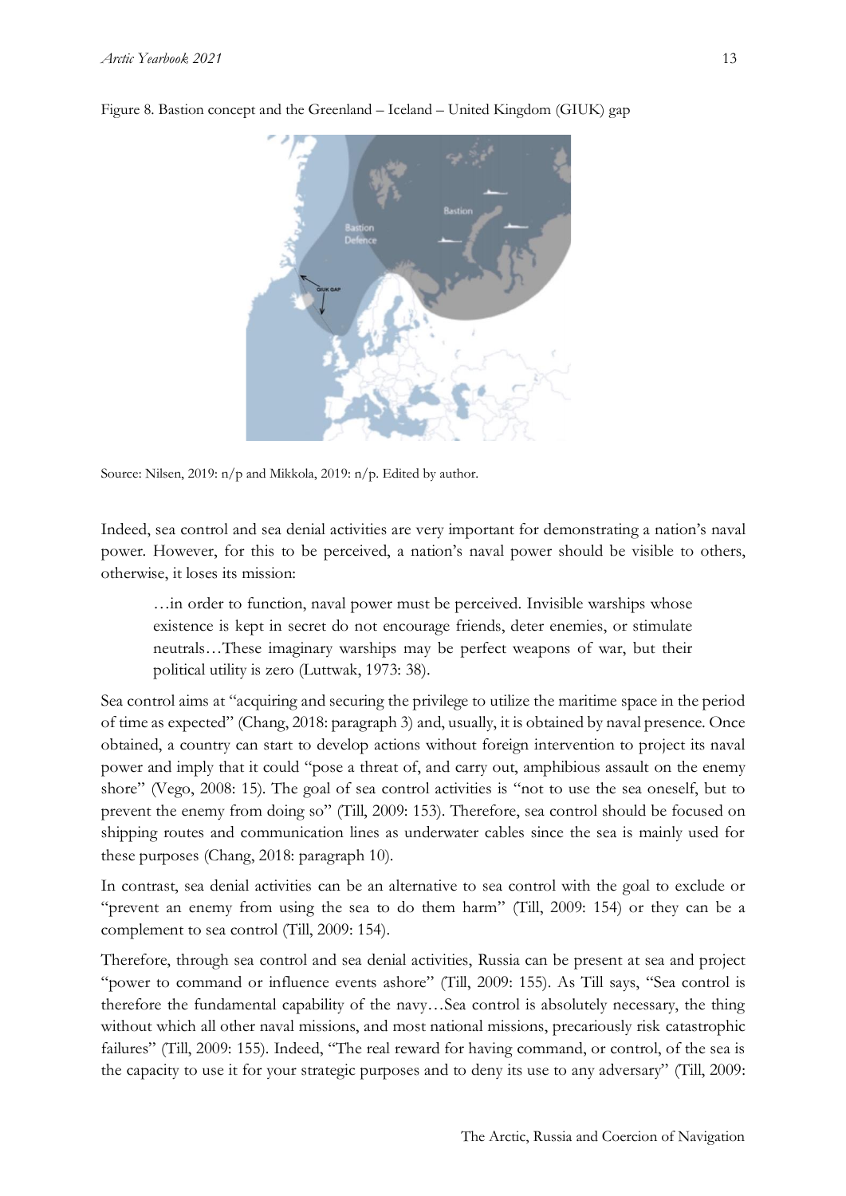Figure 8. Bastion concept and the Greenland – Iceland – United Kingdom (GIUK) gap

Source: Nilsen, 2019: n/p and Mikkola, 2019: n/p. Edited by author.

Indeed, sea control and sea denial activities are very important for demonstrating a nation's naval power. However, for this to be perceived, a nation's naval power should be visible to others, otherwise, it loses its mission:

> …in order to function, naval power must be perceived. Invisible warships whose existence is kept in secret do not encourage friends, deter enemies, or stimulate neutrals…These imaginary warships may be perfect weapons of war, but their political utility is zero (Luttwak, 1973: 38).

Sea control aims at "acquiring and securing the privilege to utilize the maritime space in the period of time as expected" (Chang, 2018: paragraph 3) and, usually, it is obtained by naval presence. Once obtained, a country can start to develop actions without foreign intervention to project its naval power and imply that it could "pose a threat of, and carry out, amphibious assault on the enemy shore" (Vego, 2008: 15). The goal of sea control activities is "not to use the sea oneself, but to prevent the enemy from doing so" (Till, 2009: 153). Therefore, sea control should be focused on shipping routes and communication lines as underwater cables since the sea is mainly used for these purposes (Chang, 2018: paragraph 10).

In contrast, sea denial activities can be an alternative to sea control with the goal to exclude or "prevent an enemy from using the sea to do them harm" (Till, 2009: 154) or they can be a complement to sea control (Till, 2009: 154).

Therefore, through sea control and sea denial activities, Russia can be present at sea and project "power to command or influence events ashore" (Till, 2009: 155). As Till says, "Sea control is therefore the fundamental capability of the navy…Sea control is absolutely necessary, the thing without which all other naval missions, and most national missions, precariously risk catastrophic failures" (Till, 2009: 155). Indeed, "The real reward for having command, or control, of the sea is the capacity to use it for your strategic purposes and to deny its use to any adversary" (Till, 2009: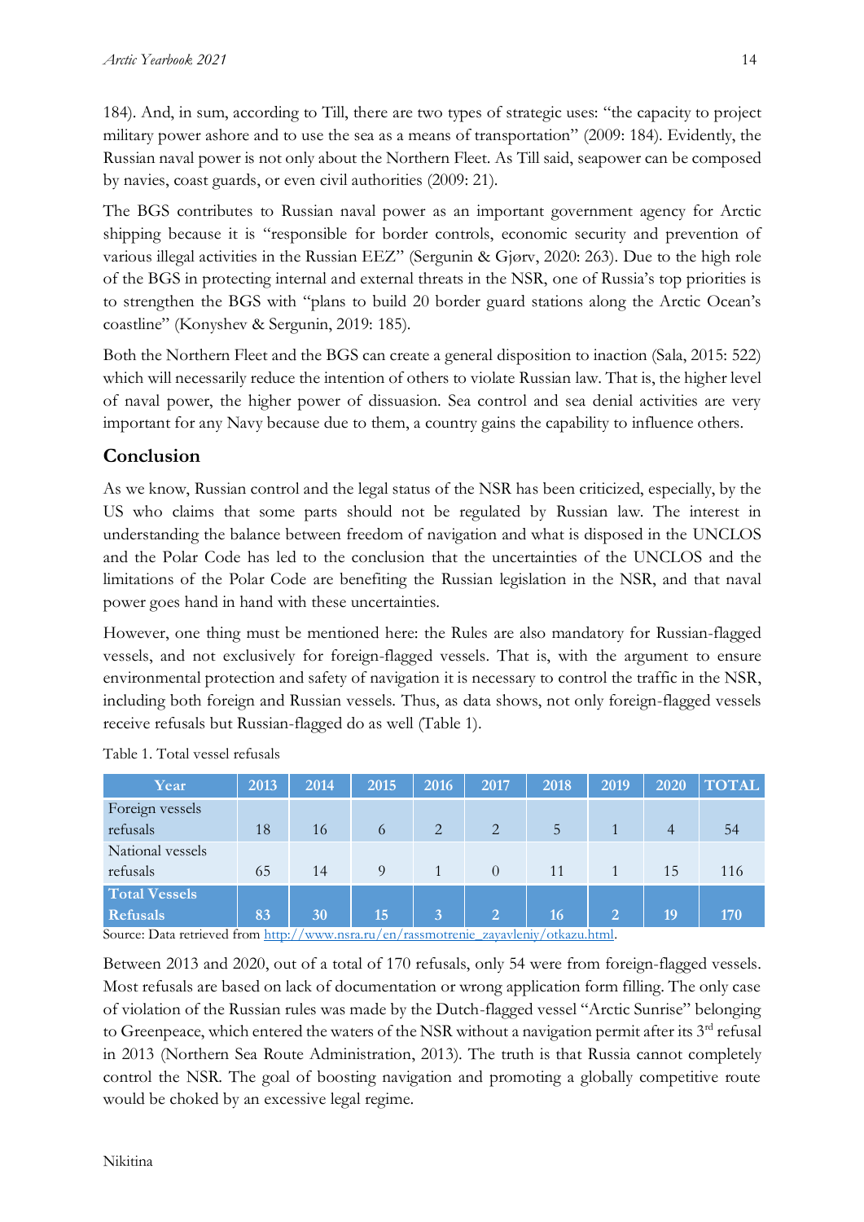184). And, in sum, according to Till, there are two types of strategic uses: "the capacity to project military power ashore and to use the sea as a means of transportation" (2009: 184). Evidently, the Russian naval power is not only about the Northern Fleet. As Till said, seapower can be composed by navies, coast guards, or even civil authorities (2009: 21).

The BGS contributes to Russian naval power as an important government agency for Arctic shipping because it is "responsible for border controls, economic security and prevention of various illegal activities in the Russian EEZ" (Sergunin & Gjørv, 2020: 263). Due to the high role of the BGS in protecting internal and external threats in the NSR, one of Russia's top priorities is to strengthen the BGS with "plans to build 20 border guard stations along the Arctic Ocean's coastline" (Konyshev & Sergunin, 2019: 185).

Both the Northern Fleet and the BGS can create a general disposition to inaction (Sala, 2015: 522) which will necessarily reduce the intention of others to violate Russian law. That is, the higher level of naval power, the higher power of dissuasion. Sea control and sea denial activities are very important for any Navy because due to them, a country gains the capability to influence others.

## Conclusion

As we know, Russian control and the legal status of the NSR has been criticized, especially, by the US who claims that some parts should not be regulated by Russian law. The interest in understanding the balance between freedom of navigation and what is disposed in the UNCLOS and the Polar Code has led to the conclusion that the uncertainties of the UNCLOS and the limitations of the Polar Code are benefiting the Russian legislation in the NSR, and that naval power goes hand in hand with these uncertainties.

However, one thing must be mentioned here: the Rules are also mandatory for Russian-flagged vessels, and not exclusively for foreign-flagged vessels. That is, with the argument to ensure environmental protection and safety of navigation it is necessary to control the traffic in the NSR, including both foreign and Russian vessels. Thus, as data shows, not only foreign-flagged vessels receive refusals but Russian-flagged do as well (Table 1).

Table 1. Total vessel refusals

| Year | 2013 | 2014 | 2015 | 2016 | 2017 | 2018 | 2019 | 2020 | TOTAL |
|---|---|---|---|---|---|---|---|---|---|
| Foreign vessels refusals | 18 | 16 | 6 | 2 | 2 | 5 | 1 | 4 | 54 |
| National vessels refusals | 65 | 14 | 9 | 1 | 0 | 11 | 1 | 15 | 116 |
| **Total Vessels Refusals** | **83** | **30** | **15** | **3** | **2** | **16** | **2** | **19** | **170** |

Source: Data retrieved from http://www.nsra.ru/en/rassmotrenie_zayavleniy/otkazu.html.

Between 2013 and 2020, out of a total of 170 refusals, only 54 were from foreign-flagged vessels. Most refusals are based on lack of documentation or wrong application form filling. The only case of violation of the Russian rules was made by the Dutch-flagged vessel "Arctic Sunrise" belonging to Greenpeace, which entered the waters of the NSR without a navigation permit after its 3rd refusal in 2013 (Northern Sea Route Administration, 2013). The truth is that Russia cannot completely control the NSR. The goal of boosting navigation and promoting a globally competitive route would be choked by an excessive legal regime.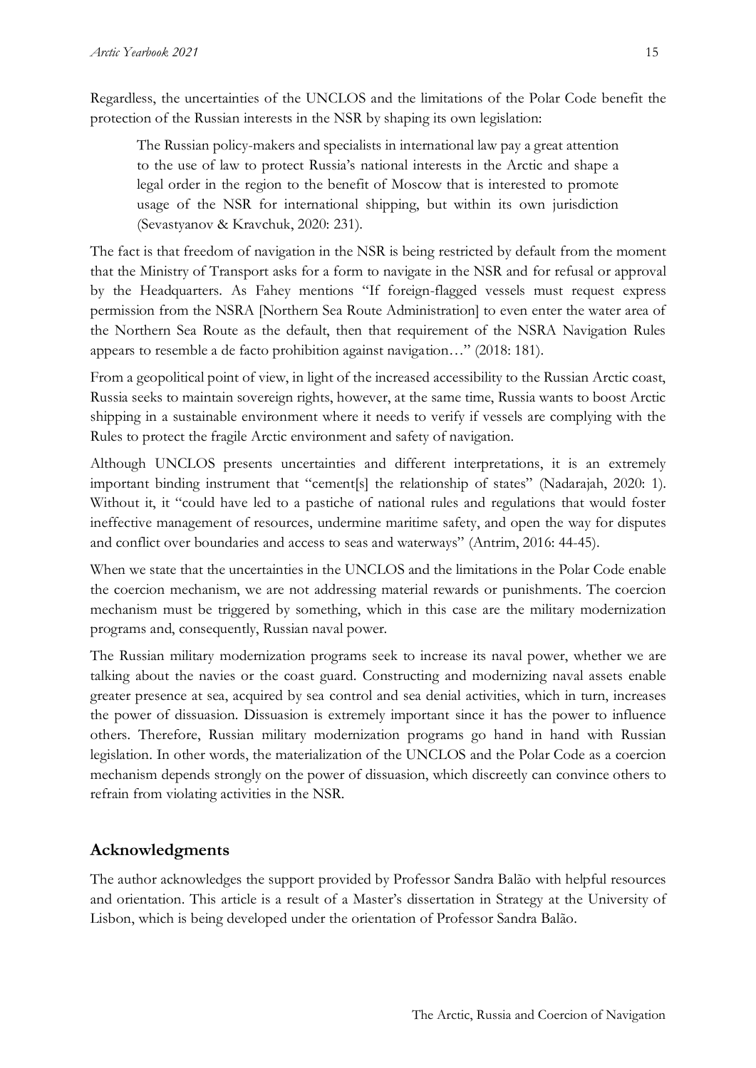Regardless, the uncertainties of the UNCLOS and the limitations of the Polar Code benefit the protection of the Russian interests in the NSR by shaping its own legislation:

> The Russian policy-makers and specialists in international law pay a great attention to the use of law to protect Russia's national interests in the Arctic and shape a legal order in the region to the benefit of Moscow that is interested to promote usage of the NSR for international shipping, but within its own jurisdiction (Sevastyanov & Kravchuk, 2020: 231).

The fact is that freedom of navigation in the NSR is being restricted by default from the moment that the Ministry of Transport asks for a form to navigate in the NSR and for refusal or approval by the Headquarters. As Fahey mentions "If foreign-flagged vessels must request express permission from the NSRA [Northern Sea Route Administration] to even enter the water area of the Northern Sea Route as the default, then that requirement of the NSRA Navigation Rules appears to resemble a de facto prohibition against navigation…" (2018: 181).

From a geopolitical point of view, in light of the increased accessibility to the Russian Arctic coast, Russia seeks to maintain sovereign rights, however, at the same time, Russia wants to boost Arctic shipping in a sustainable environment where it needs to verify if vessels are complying with the Rules to protect the fragile Arctic environment and safety of navigation.

Although UNCLOS presents uncertainties and different interpretations, it is an extremely important binding instrument that "cement[s] the relationship of states" (Nadarajah, 2020: 1). Without it, it "could have led to a pastiche of national rules and regulations that would foster ineffective management of resources, undermine maritime safety, and open the way for disputes and conflict over boundaries and access to seas and waterways" (Antrim, 2016: 44-45).

When we state that the uncertainties in the UNCLOS and the limitations in the Polar Code enable the coercion mechanism, we are not addressing material rewards or punishments. The coercion mechanism must be triggered by something, which in this case are the military modernization programs and, consequently, Russian naval power.

The Russian military modernization programs seek to increase its naval power, whether we are talking about the navies or the coast guard. Constructing and modernizing naval assets enable greater presence at sea, acquired by sea control and sea denial activities, which in turn, increases the power of dissuasion. Dissuasion is extremely important since it has the power to influence others. Therefore, Russian military modernization programs go hand in hand with Russian legislation. In other words, the materialization of the UNCLOS and the Polar Code as a coercion mechanism depends strongly on the power of dissuasion, which discreetly can convince others to refrain from violating activities in the NSR.

## Acknowledgments

The author acknowledges the support provided by Professor Sandra Balão with helpful resources and orientation. This article is a result of a Master's dissertation in Strategy at the University of Lisbon, which is being developed under the orientation of Professor Sandra Balão.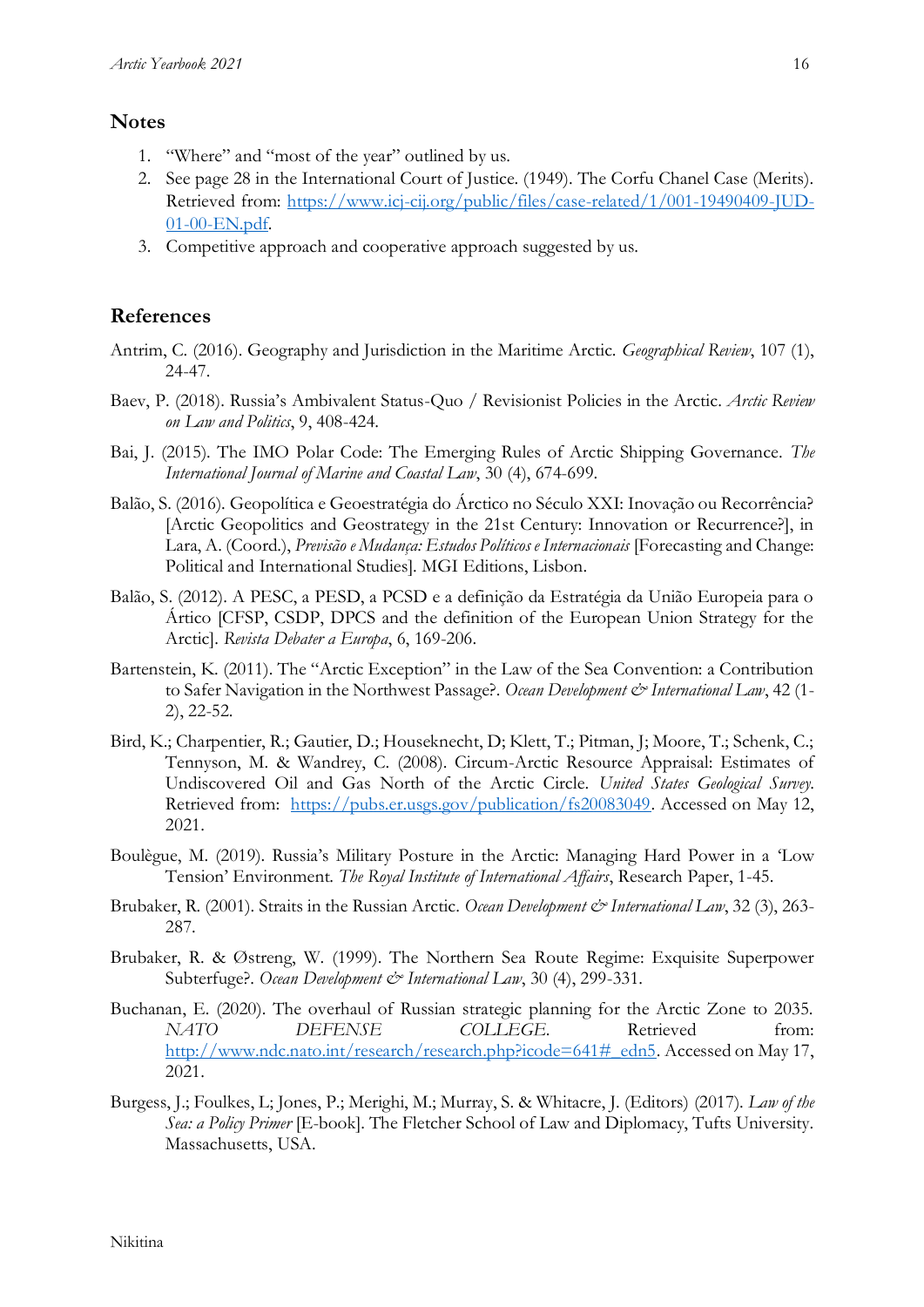## Notes

1. "Where" and "most of the year" outlined by us.
2. See page 28 in the International Court of Justice. (1949). The Corfu Chanel Case (Merits). Retrieved from: https://www.icj-cij.org/public/files/case-related/1/001-19490409-JUD-01-00-EN.pdf.
3. Competitive approach and cooperative approach suggested by us.

## References

Antrim, C. (2016). Geography and Jurisdiction in the Maritime Arctic. *Geographical Review*, 107 (1), 24-47.

Baev, P. (2018). Russia's Ambivalent Status-Quo / Revisionist Policies in the Arctic. *Arctic Review on Law and Politics*, 9, 408-424.

Bai, J. (2015). The IMO Polar Code: The Emerging Rules of Arctic Shipping Governance. *The International Journal of Marine and Coastal Law*, 30 (4), 674-699.

Balão, S. (2016). Geopolítica e Geoestratégia do Árctico no Século XXI: Inovação ou Recorrência? [Arctic Geopolitics and Geostrategy in the 21st Century: Innovation or Recurrence?], in Lara, A. (Coord.), *Previsão e Mudança: Estudos Políticos e Internacionais* [Forecasting and Change: Political and International Studies]. MGI Editions, Lisbon.

Balão, S. (2012). A PESC, a PESD, a PCSD e a definição da Estratégia da União Europeia para o Ártico [CFSP, CSDP, DPCS and the definition of the European Union Strategy for the Arctic]. *Revista Debater a Europa*, 6, 169-206.

Bartenstein, K. (2011). The "Arctic Exception" in the Law of the Sea Convention: a Contribution to Safer Navigation in the Northwest Passage?. *Ocean Development & International Law*, 42 (1-2), 22-52.

Bird, K.; Charpentier, R.; Gautier, D.; Houseknecht, D; Klett, T.; Pitman, J; Moore, T.; Schenk, C.; Tennyson, M. & Wandrey, C. (2008). Circum-Arctic Resource Appraisal: Estimates of Undiscovered Oil and Gas North of the Arctic Circle. *United States Geological Survey*. Retrieved from: https://pubs.er.usgs.gov/publication/fs20083049. Accessed on May 12, 2021.

Boulègue, M. (2019). Russia's Military Posture in the Arctic: Managing Hard Power in a 'Low Tension' Environment. *The Royal Institute of International Affairs*, Research Paper, 1-45.

Brubaker, R. (2001). Straits in the Russian Arctic. *Ocean Development & International Law*, 32 (3), 263-287.

Brubaker, R. & Østreng, W. (1999). The Northern Sea Route Regime: Exquisite Superpower Subterfuge?. *Ocean Development & International Law*, 30 (4), 299-331.

Buchanan, E. (2020). The overhaul of Russian strategic planning for the Arctic Zone to 2035. *NATO DEFENSE COLLEGE*. Retrieved from: http://www.ndc.nato.int/research/research.php?icode=641#_edn5. Accessed on May 17, 2021.

Burgess, J.; Foulkes, L; Jones, P.; Merighi, M.; Murray, S. & Whitacre, J. (Editors) (2017). *Law of the Sea: a Policy Primer* [E-book]. The Fletcher School of Law and Diplomacy, Tufts University. Massachusetts, USA.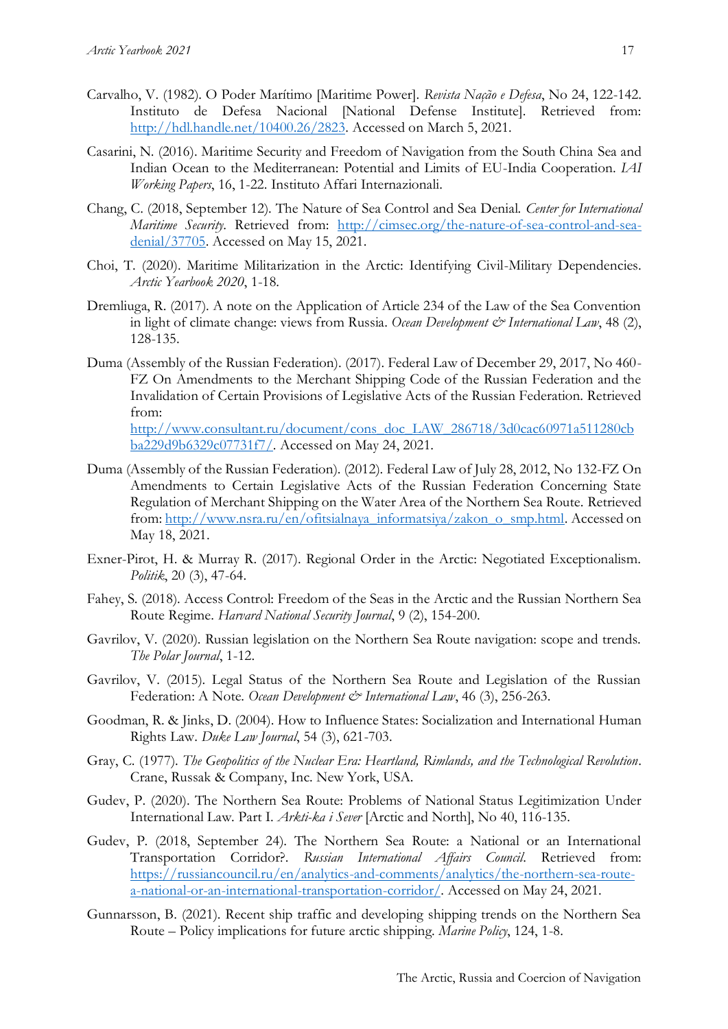Carvalho, V. (1982). O Poder Marítimo [Maritime Power]. *Revista Nação e Defesa*, No 24, 122-142. Instituto de Defesa Nacional [National Defense Institute]. Retrieved from: http://hdl.handle.net/10400.26/2823. Accessed on March 5, 2021.

Casarini, N. (2016). Maritime Security and Freedom of Navigation from the South China Sea and Indian Ocean to the Mediterranean: Potential and Limits of EU-India Cooperation. *IAI Working Papers*, 16, 1-22. Instituto Affari Internazionali.

Chang, C. (2018, September 12). The Nature of Sea Control and Sea Denial. *Center for International Maritime Security*. Retrieved from: http://cimsec.org/the-nature-of-sea-control-and-sea-denial/37705. Accessed on May 15, 2021.

Choi, T. (2020). Maritime Militarization in the Arctic: Identifying Civil-Military Dependencies. *Arctic Yearbook 2020*, 1-18.

Dremliuga, R. (2017). A note on the Application of Article 234 of the Law of the Sea Convention in light of climate change: views from Russia. *Ocean Development & International Law*, 48 (2), 128-135.

Duma (Assembly of the Russian Federation). (2017). Federal Law of December 29, 2017, No 460-FZ On Amendments to the Merchant Shipping Code of the Russian Federation and the Invalidation of Certain Provisions of Legislative Acts of the Russian Federation. Retrieved from: http://www.consultant.ru/document/cons_doc_LAW_286718/3d0cac60971a511280cbba229d9b6329c07731f7/. Accessed on May 24, 2021.

Duma (Assembly of the Russian Federation). (2012). Federal Law of July 28, 2012, No 132-FZ On Amendments to Certain Legislative Acts of the Russian Federation Concerning State Regulation of Merchant Shipping on the Water Area of the Northern Sea Route. Retrieved from: http://www.nsra.ru/en/ofitsialnaya_informatsiya/zakon_o_smp.html. Accessed on May 18, 2021.

Exner-Pirot, H. & Murray R. (2017). Regional Order in the Arctic: Negotiated Exceptionalism. *Politik*, 20 (3), 47-64.

Fahey, S. (2018). Access Control: Freedom of the Seas in the Arctic and the Russian Northern Sea Route Regime. *Harvard National Security Journal*, 9 (2), 154-200.

Gavrilov, V. (2020). Russian legislation on the Northern Sea Route navigation: scope and trends. *The Polar Journal*, 1-12.

Gavrilov, V. (2015). Legal Status of the Northern Sea Route and Legislation of the Russian Federation: A Note. *Ocean Development & International Law*, 46 (3), 256-263.

Goodman, R. & Jinks, D. (2004). How to Influence States: Socialization and International Human Rights Law. *Duke Law Journal*, 54 (3), 621-703.

Gray, C. (1977). *The Geopolitics of the Nuclear Era: Heartland, Rimlands, and the Technological Revolution*. Crane, Russak & Company, Inc. New York, USA.

Gudev, P. (2020). The Northern Sea Route: Problems of National Status Legitimization Under International Law. Part I. *Arkti-ka i Sever* [Arctic and North], No 40, 116-135.

Gudev, P. (2018, September 24). The Northern Sea Route: a National or an International Transportation Corridor?. *Russian International Affairs Council*. Retrieved from: https://russiancouncil.ru/en/analytics-and-comments/analytics/the-northern-sea-route-a-national-or-an-international-transportation-corridor/. Accessed on May 24, 2021.

Gunnarsson, B. (2021). Recent ship traffic and developing shipping trends on the Northern Sea Route – Policy implications for future arctic shipping. *Marine Policy*, 124, 1-8.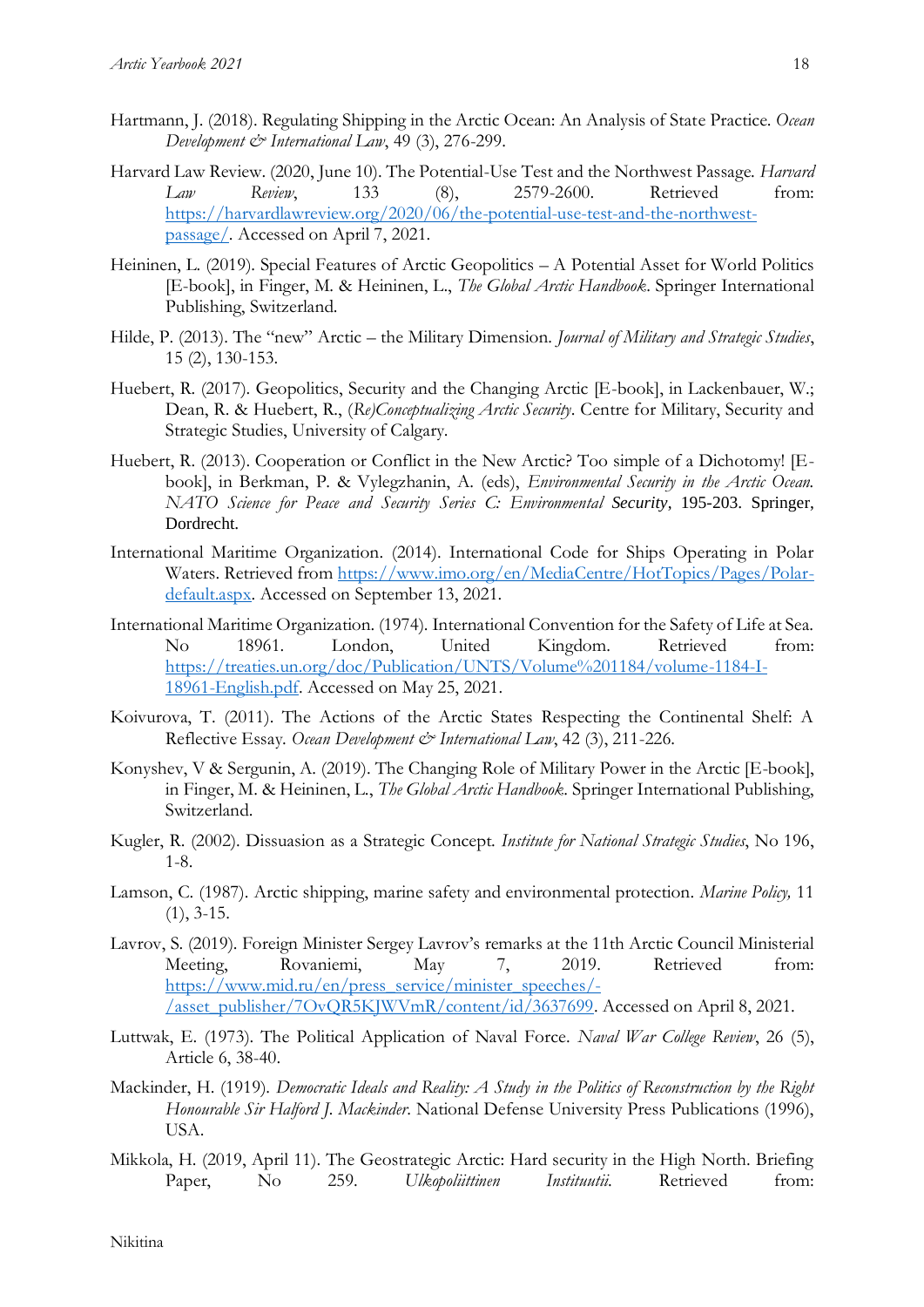Hartmann, J. (2018). Regulating Shipping in the Arctic Ocean: An Analysis of State Practice. *Ocean Development & International Law*, 49 (3), 276-299.

Harvard Law Review. (2020, June 10). The Potential-Use Test and the Northwest Passage. *Harvard Law Review*, 133 (8), 2579-2600. Retrieved from: [https://harvardlawreview.org/2020/06/the-potential-use-test-and-the-northwest-passage/](https://harvardlawreview.org/2020/06/the-potential-use-test-and-the-northwest-passage/). Accessed on April 7, 2021.

Heininen, L. (2019). Special Features of Arctic Geopolitics – A Potential Asset for World Politics [E-book], in Finger, M. & Heininen, L., *The Global Arctic Handbook*. Springer International Publishing, Switzerland.

Hilde, P. (2013). The "new" Arctic – the Military Dimension. *Journal of Military and Strategic Studies*, 15 (2), 130-153.

Huebert, R. (2017). Geopolitics, Security and the Changing Arctic [E-book], in Lackenbauer, W.; Dean, R. & Huebert, R., *(Re)Conceptualizing Arctic Security*. Centre for Military, Security and Strategic Studies, University of Calgary.

Huebert, R. (2013). Cooperation or Conflict in the New Arctic? Too simple of a Dichotomy! [E-book], in Berkman, P. & Vylegzhanin, A. (eds), *Environmental Security in the Arctic Ocean. NATO Science for Peace and Security Series C: Environmental* Security, 195-203. Springer, Dordrecht.

International Maritime Organization. (2014). International Code for Ships Operating in Polar Waters. Retrieved from [https://www.imo.org/en/MediaCentre/HotTopics/Pages/Polar-default.aspx](https://www.imo.org/en/MediaCentre/HotTopics/Pages/Polar-default.aspx). Accessed on September 13, 2021.

International Maritime Organization. (1974). International Convention for the Safety of Life at Sea. No 18961. London, United Kingdom. Retrieved from: [https://treaties.un.org/doc/Publication/UNTS/Volume%201184/volume-1184-I-18961-English.pdf](https://treaties.un.org/doc/Publication/UNTS/Volume%201184/volume-1184-I-18961-English.pdf). Accessed on May 25, 2021.

Koivurova, T. (2011). The Actions of the Arctic States Respecting the Continental Shelf: A Reflective Essay. *Ocean Development & International Law*, 42 (3), 211-226.

Konyshev, V & Sergunin, A. (2019). The Changing Role of Military Power in the Arctic [E-book], in Finger, M. & Heininen, L., *The Global Arctic Handbook*. Springer International Publishing, Switzerland.

Kugler, R. (2002). Dissuasion as a Strategic Concept. *Institute for National Strategic Studies*, No 196, 1-8.

Lamson, C. (1987). Arctic shipping, marine safety and environmental protection. *Marine Policy,* 11 (1), 3-15.

Lavrov, S. (2019). Foreign Minister Sergey Lavrov's remarks at the 11th Arctic Council Ministerial Meeting, Rovaniemi, May 7, 2019. Retrieved from: [https://www.mid.ru/en/press_service/minister_speeches/-/asset_publisher/7OvQR5KJWVmR/content/id/3637699](https://www.mid.ru/en/press_service/minister_speeches/-/asset_publisher/7OvQR5KJWVmR/content/id/3637699). Accessed on April 8, 2021.

Luttwak, E. (1973). The Political Application of Naval Force. *Naval War College Review*, 26 (5), Article 6, 38-40.

Mackinder, H. (1919). *Democratic Ideals and Reality: A Study in the Politics of Reconstruction by the Right Honourable Sir Halford J. Mackinder*. National Defense University Press Publications (1996), USA.

Mikkola, H. (2019, April 11). The Geostrategic Arctic: Hard security in the High North. Briefing Paper, No 259. *Ulkopoliittinen Instituutii*. Retrieved from: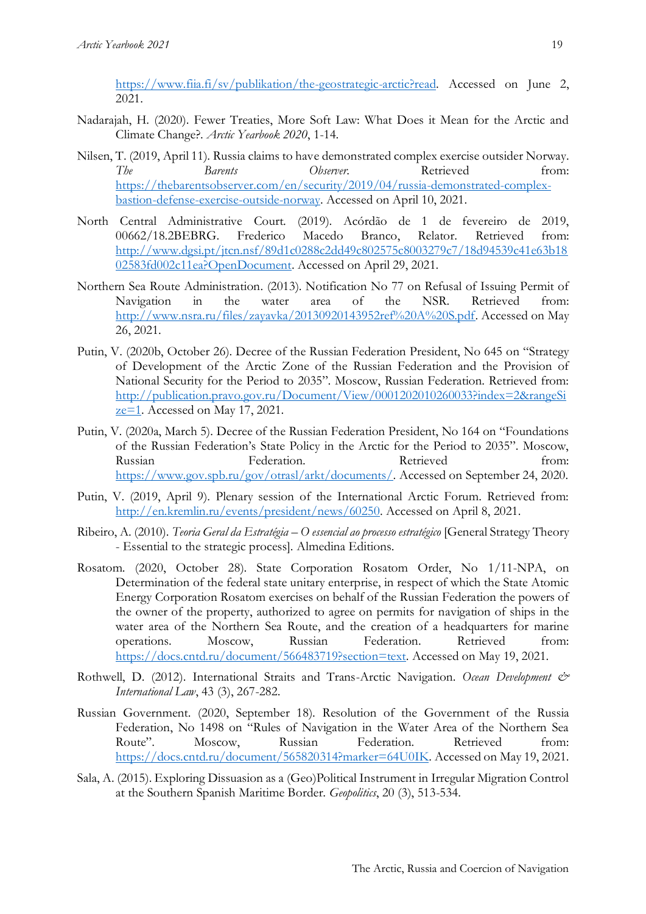https://www.fiia.fi/sv/publikation/the-geostrategic-arctic?read. Accessed on June 2, 2021.

Nadarajah, H. (2020). Fewer Treaties, More Soft Law: What Does it Mean for the Arctic and Climate Change?. *Arctic Yearbook 2020*, 1-14.

Nilsen, T. (2019, April 11). Russia claims to have demonstrated complex exercise outsider Norway. *The Barents Observer*. Retrieved from: https://thebarentsobserver.com/en/security/2019/04/russia-demonstrated-complex-bastion-defense-exercise-outside-norway. Accessed on April 10, 2021.

North Central Administrative Court. (2019). Acórdão de 1 de fevereiro de 2019, 00662/18.2BEBRG. Frederico Macedo Branco, Relator. Retrieved from: http://www.dgsi.pt/jtcn.nsf/89d1c0288c2dd49c802575c8003279c7/18d94539c41e63b1802583fd002c11ea?OpenDocument. Accessed on April 29, 2021.

Northern Sea Route Administration. (2013). Notification No 77 on Refusal of Issuing Permit of Navigation in the water area of the NSR. Retrieved from: http://www.nsra.ru/files/zayavka/20130920143952ref%20A%20S.pdf. Accessed on May 26, 2021.

Putin, V. (2020b, October 26). Decree of the Russian Federation President, No 645 on "Strategy of Development of the Arctic Zone of the Russian Federation and the Provision of National Security for the Period to 2035". Moscow, Russian Federation. Retrieved from: http://publication.pravo.gov.ru/Document/View/0001202010260033?index=2&rangeSize=1. Accessed on May 17, 2021.

Putin, V. (2020a, March 5). Decree of the Russian Federation President, No 164 on "Foundations of the Russian Federation's State Policy in the Arctic for the Period to 2035". Moscow, Russian Federation. Retrieved from: https://www.gov.spb.ru/gov/otrasl/arkt/documents/. Accessed on September 24, 2020.

Putin, V. (2019, April 9). Plenary session of the International Arctic Forum. Retrieved from: http://en.kremlin.ru/events/president/news/60250. Accessed on April 8, 2021.

Ribeiro, A. (2010). *Teoria Geral da Estratégia – O essencial ao processo estratégico* [General Strategy Theory - Essential to the strategic process]. Almedina Editions.

Rosatom. (2020, October 28). State Corporation Rosatom Order, No 1/11-NPA, on Determination of the federal state unitary enterprise, in respect of which the State Atomic Energy Corporation Rosatom exercises on behalf of the Russian Federation the powers of the owner of the property, authorized to agree on permits for navigation of ships in the water area of the Northern Sea Route, and the creation of a headquarters for marine operations. Moscow, Russian Federation. Retrieved from: https://docs.cntd.ru/document/566483719?section=text. Accessed on May 19, 2021.

Rothwell, D. (2012). International Straits and Trans-Arctic Navigation. *Ocean Development & International Law*, 43 (3), 267-282.

Russian Government. (2020, September 18). Resolution of the Government of the Russia Federation, No 1498 on "Rules of Navigation in the Water Area of the Northern Sea Route". Moscow, Russian Federation. Retrieved from: https://docs.cntd.ru/document/565820314?marker=64U0IK. Accessed on May 19, 2021.

Sala, A. (2015). Exploring Dissuasion as a (Geo)Political Instrument in Irregular Migration Control at the Southern Spanish Maritime Border. *Geopolitics*, 20 (3), 513-534.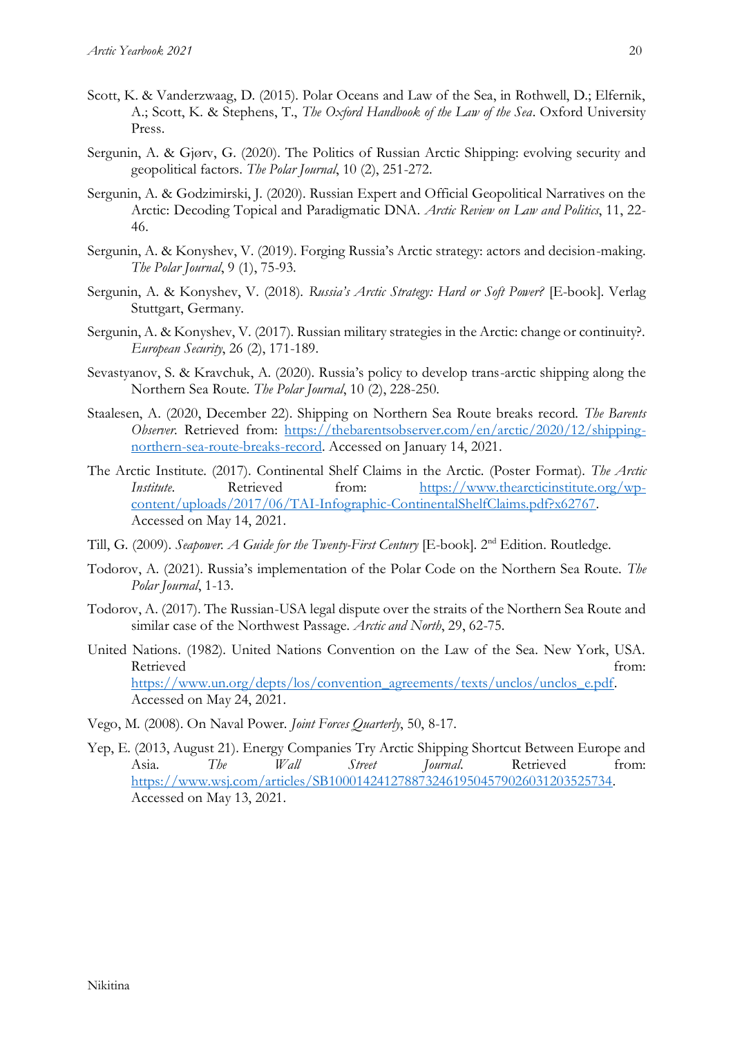Scott, K. & Vanderzwaag, D. (2015). Polar Oceans and Law of the Sea, in Rothwell, D.; Elfernik, A.; Scott, K. & Stephens, T., *The Oxford Handbook of the Law of the Sea*. Oxford University Press.

Sergunin, A. & Gjørv, G. (2020). The Politics of Russian Arctic Shipping: evolving security and geopolitical factors. *The Polar Journal*, 10 (2), 251-272.

Sergunin, A. & Godzimirski, J. (2020). Russian Expert and Official Geopolitical Narratives on the Arctic: Decoding Topical and Paradigmatic DNA. *Arctic Review on Law and Politics*, 11, 22-46.

Sergunin, A. & Konyshev, V. (2019). Forging Russia's Arctic strategy: actors and decision-making. *The Polar Journal*, 9 (1), 75-93.

Sergunin, A. & Konyshev, V. (2018). *Russia's Arctic Strategy: Hard or Soft Power?* [E-book]. Verlag Stuttgart, Germany.

Sergunin, A. & Konyshev, V. (2017). Russian military strategies in the Arctic: change or continuity?. *European Security*, 26 (2), 171-189.

Sevastyanov, S. & Kravchuk, A. (2020). Russia's policy to develop trans-arctic shipping along the Northern Sea Route. *The Polar Journal*, 10 (2), 228-250.

Staalesen, A. (2020, December 22). Shipping on Northern Sea Route breaks record. *The Barents Observer*. Retrieved from: https://thebarentsobserver.com/en/arctic/2020/12/shipping-northern-sea-route-breaks-record. Accessed on January 14, 2021.

The Arctic Institute. (2017). Continental Shelf Claims in the Arctic. (Poster Format). *The Arctic Institute*. Retrieved from: https://www.thearcticinstitute.org/wp-content/uploads/2017/06/TAI-Infographic-ContinentalShelfClaims.pdf?x62767. Accessed on May 14, 2021.

Till, G. (2009). *Seapower. A Guide for the Twenty-First Century* [E-book]. 2nd Edition. Routledge.

Todorov, A. (2021). Russia's implementation of the Polar Code on the Northern Sea Route. *The Polar Journal*, 1-13.

Todorov, A. (2017). The Russian-USA legal dispute over the straits of the Northern Sea Route and similar case of the Northwest Passage. *Arctic and North*, 29, 62-75.

United Nations. (1982). United Nations Convention on the Law of the Sea. New York, USA. Retrieved from: https://www.un.org/depts/los/convention_agreements/texts/unclos/unclos_e.pdf. Accessed on May 24, 2021.

Vego, M. (2008). On Naval Power. *Joint Forces Quarterly*, 50, 8-17.

Yep, E. (2013, August 21). Energy Companies Try Arctic Shipping Shortcut Between Europe and Asia. *The Wall Street Journal*. Retrieved from: https://www.wsj.com/articles/SB10001424127887324619504579026031203525734. Accessed on May 13, 2021.